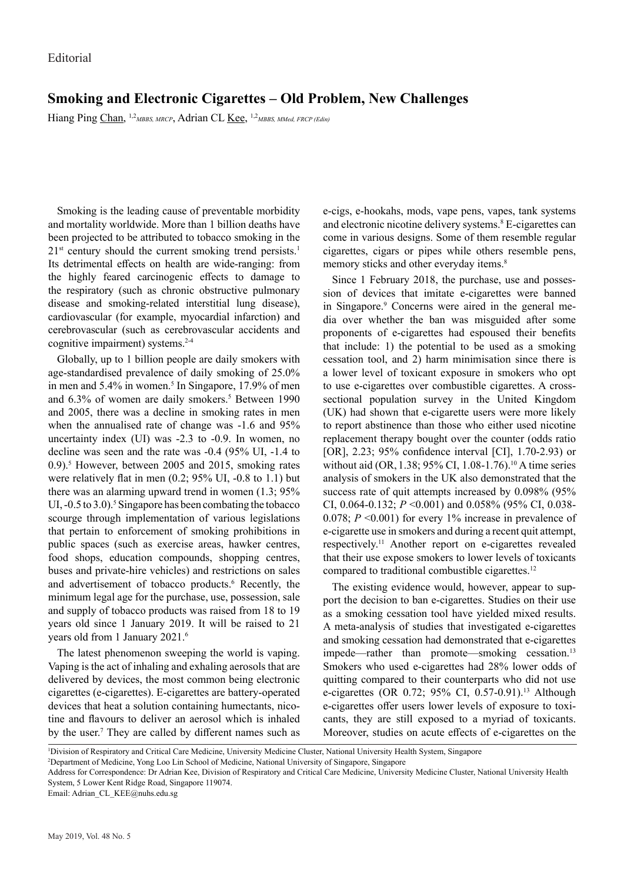Editorial

# Smoking and Electronic Cigarettes – Old Problem, New Challenges

Hiang Ping Chan, [1,2]*MBBS, MRCP*, Adrian CL Kee, [1,2]*MBBS, MMed, FRCP (Edin)*

Smoking is the leading cause of preventable morbidity and mortality worldwide. More than 1 billion deaths have been projected to be attributed to tobacco smoking in the 21st century should the current smoking trend persists.[1] Its detrimental effects on health are wide-ranging: from the highly feared carcinogenic effects to damage to the respiratory (such as chronic obstructive pulmonary disease and smoking-related interstitial lung disease), cardiovascular (for example, myocardial infarction) and cerebrovascular (such as cerebrovascular accidents and cognitive impairment) systems.[2-4]

Globally, up to 1 billion people are daily smokers with age-standardised prevalence of daily smoking of 25.0% in men and 5.4% in women.[5] In Singapore, 17.9% of men and 6.3% of women are daily smokers.[5] Between 1990 and 2005, there was a decline in smoking rates in men when the annualised rate of change was -1.6 and 95% uncertainty index (UI) was -2.3 to -0.9. In women, no decline was seen and the rate was -0.4 (95% UI, -1.4 to 0.9).[5] However, between 2005 and 2015, smoking rates were relatively flat in men (0.2; 95% UI, -0.8 to 1.1) but there was an alarming upward trend in women (1.3; 95% UI, -0.5 to 3.0).[5] Singapore has been combating the tobacco scourge through implementation of various legislations that pertain to enforcement of smoking prohibitions in public spaces (such as exercise areas, hawker centres, food shops, education compounds, shopping centres, buses and private-hire vehicles) and restrictions on sales and advertisement of tobacco products.[6] Recently, the minimum legal age for the purchase, use, possession, sale and supply of tobacco products was raised from 18 to 19 years old since 1 January 2019. It will be raised to 21 years old from 1 January 2021.[6]

The latest phenomenon sweeping the world is vaping. Vaping is the act of inhaling and exhaling aerosols that are delivered by devices, the most common being electronic cigarettes (e-cigarettes). E-cigarettes are battery-operated devices that heat a solution containing humectants, nicotine and flavours to deliver an aerosol which is inhaled by the user.[7] They are called by different names such as e-cigs, e-hookahs, mods, vape pens, vapes, tank systems and electronic nicotine delivery systems.[8] E-cigarettes can come in various designs. Some of them resemble regular cigarettes, cigars or pipes while others resemble pens, memory sticks and other everyday items.[8]

Since 1 February 2018, the purchase, use and possession of devices that imitate e-cigarettes were banned in Singapore.[9] Concerns were aired in the general media over whether the ban was misguided after some proponents of e-cigarettes had espoused their benefits that include: 1) the potential to be used as a smoking cessation tool, and 2) harm minimisation since there is a lower level of toxicant exposure in smokers who opt to use e-cigarettes over combustible cigarettes. A cross-sectional population survey in the United Kingdom (UK) had shown that e-cigarette users were more likely to report abstinence than those who either used nicotine replacement therapy bought over the counter (odds ratio [OR], 2.23; 95% confidence interval [CI], 1.70-2.93) or without aid (OR, 1.38; 95% CI, 1.08-1.76).[10] A time series analysis of smokers in the UK also demonstrated that the success rate of quit attempts increased by 0.098% (95% CI, 0.064-0.132; $P$ <0.001) and 0.058% (95% CI, 0.038-0.078; $P$ <0.001) for every 1% increase in prevalence of e-cigarette use in smokers and during a recent quit attempt, respectively.[11] Another report on e-cigarettes revealed that their use expose smokers to lower levels of toxicants compared to traditional combustible cigarettes.[12]

The existing evidence would, however, appear to support the decision to ban e-cigarettes. Studies on their use as a smoking cessation tool have yielded mixed results. A meta-analysis of studies that investigated e-cigarettes and smoking cessation had demonstrated that e-cigarettes impede—rather than promote—smoking cessation.[13] Smokers who used e-cigarettes had 28% lower odds of quitting compared to their counterparts who did not use e-cigarettes (OR 0.72; 95% CI, 0.57-0.91).[13] Although e-cigarettes offer users lower levels of exposure to toxicants, they are still exposed to a myriad of toxicants. Moreover, studies on acute effects of e-cigarettes on the

[1]Division of Respiratory and Critical Care Medicine, University Medicine Cluster, National University Health System, Singapore
[2]Department of Medicine, Yong Loo Lin School of Medicine, National University of Singapore, Singapore
Address for Correspondence: Dr Adrian Kee, Division of Respiratory and Critical Care Medicine, University Medicine Cluster, National University Health System, 5 Lower Kent Ridge Road, Singapore 119074.
Email: Adrian_CL_KEE@nuhs.edu.sg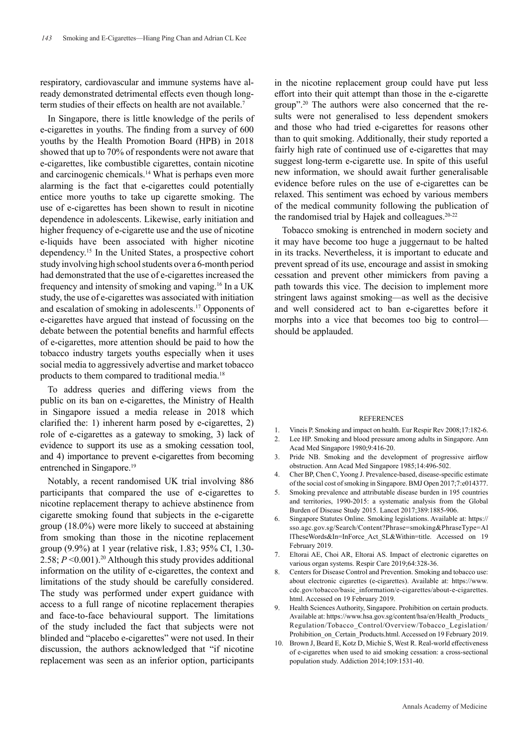respiratory, cardiovascular and immune systems have already demonstrated detrimental effects even though long-term studies of their effects on health are not available.[7]

In Singapore, there is little knowledge of the perils of e-cigarettes in youths. The finding from a survey of 600 youths by the Health Promotion Board (HPB) in 2018 showed that up to 70% of respondents were not aware that e-cigarettes, like combustible cigarettes, contain nicotine and carcinogenic chemicals.[14] What is perhaps even more alarming is the fact that e-cigarettes could potentially entice more youths to take up cigarette smoking. The use of e-cigarettes has been shown to result in nicotine dependence in adolescents. Likewise, early initiation and higher frequency of e-cigarette use and the use of nicotine e-liquids have been associated with higher nicotine dependency.[15] In the United States, a prospective cohort study involving high school students over a 6-month period had demonstrated that the use of e-cigarettes increased the frequency and intensity of smoking and vaping.[16] In a UK study, the use of e-cigarettes was associated with initiation and escalation of smoking in adolescents.[17] Opponents of e-cigarettes have argued that instead of focussing on the debate between the potential benefits and harmful effects of e-cigarettes, more attention should be paid to how the tobacco industry targets youths especially when it uses social media to aggressively advertise and market tobacco products to them compared to traditional media.[18]

To address queries and differing views from the public on its ban on e-cigarettes, the Ministry of Health in Singapore issued a media release in 2018 which clarified the: 1) inherent harm posed by e-cigarettes, 2) role of e-cigarettes as a gateway to smoking, 3) lack of evidence to support its use as a smoking cessation tool, and 4) importance to prevent e-cigarettes from becoming entrenched in Singapore.[19]

Notably, a recent randomised UK trial involving 886 participants that compared the use of e-cigarettes to nicotine replacement therapy to achieve abstinence from cigarette smoking found that subjects in the e-cigarette group (18.0%) were more likely to succeed at abstaining from smoking than those in the nicotine replacement group (9.9%) at 1 year (relative risk, 1.83; 95% CI, 1.30-2.58; $P$ <0.001).[20] Although this study provides additional information on the utility of e-cigarettes, the context and limitations of the study should be carefully considered. The study was performed under expert guidance with access to a full range of nicotine replacement therapies and face-to-face behavioural support. The limitations of the study included the fact that subjects were not blinded and "placebo e-cigarettes" were not used. In their discussion, the authors acknowledged that "if nicotine replacement was seen as an inferior option, participants in the nicotine replacement group could have put less effort into their quit attempt than those in the e-cigarette group".[20] The authors were also concerned that the results were not generalised to less dependent smokers and those who had tried e-cigarettes for reasons other than to quit smoking. Additionally, their study reported a fairly high rate of continued use of e-cigarettes that may suggest long-term e-cigarette use. In spite of this useful new information, we should await further generalisable evidence before rules on the use of e-cigarettes can be relaxed. This sentiment was echoed by various members of the medical community following the publication of the randomised trial by Hajek and colleagues.[20-22]

Tobacco smoking is entrenched in modern society and it may have become too huge a juggernaut to be halted in its tracks. Nevertheless, it is important to educate and prevent spread of its use, encourage and assist in smoking cessation and prevent other mimickers from paving a path towards this vice. The decision to implement more stringent laws against smoking—as well as the decisive and well considered act to ban e-cigarettes before it morphs into a vice that becomes too big to control—should be applauded.

## REFERENCES

1. Vineis P. Smoking and impact on health. Eur Respir Rev 2008;17:182-6.
2. Lee HP. Smoking and blood pressure among adults in Singapore. Ann Acad Med Singapore 1980;9:416-20.
3. Pride NB. Smoking and the development of progressive airflow obstruction. Ann Acad Med Singapore 1985;14:496-502.
4. Cher BP, Chen C, Yoong J. Prevalence-based, disease-specific estimate of the social cost of smoking in Singapore. BMJ Open 2017;7:e014377.
5. Smoking prevalence and attributable disease burden in 195 countries and territories, 1990-2015: a systematic analysis from the Global Burden of Disease Study 2015. Lancet 2017;389:1885-906.
6. Singapore Statutes Online. Smoking legislations. Available at: https://sso.agc.gov.sg/Search/Content?Phrase=smoking&PhraseType=AllTheseWords&In=InForce_Act_SL&Within=title. Accessed on 19 February 2019.
7. Eltorai AE, Choi AR, Eltorai AS. Impact of electronic cigarettes on various organ systems. Respir Care 2019;64:328-36.
8. Centers for Disease Control and Prevention. Smoking and tobacco use: about electronic cigarettes (e-cigarettes). Available at: https://www.cdc.gov/tobacco/basic_information/e-cigarettes/about-e-cigarettes.html. Accessed on 19 February 2019.
9. Health Sciences Authority, Singapore. Prohibition on certain products. Available at: https://www.hsa.gov.sg/content/hsa/en/Health_Products_Regulation/Tobacco_Control/Overview/Tobacco_Legislation/Prohibition_on_Certain_Products.html. Accessed on 19 February 2019.
10. Brown J, Beard E, Kotz D, Michie S, West R. Real-world effectiveness of e-cigarettes when used to aid smoking cessation: a cross-sectional population study. Addiction 2014;109:1531-40.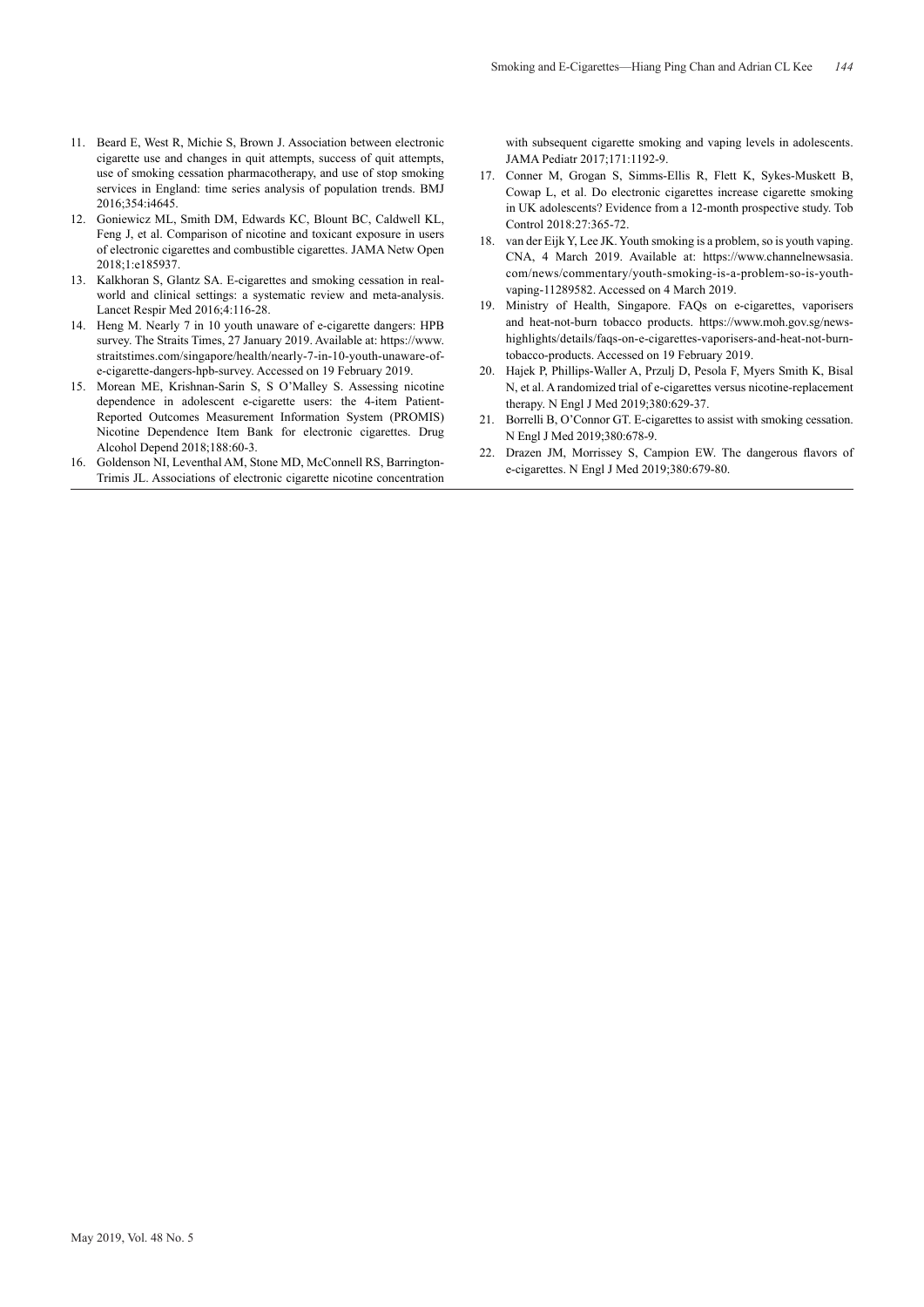11. Beard E, West R, Michie S, Brown J. Association between electronic cigarette use and changes in quit attempts, success of quit attempts, use of smoking cessation pharmacotherapy, and use of stop smoking services in England: time series analysis of population trends. BMJ 2016;354:i4645.
12. Goniewicz ML, Smith DM, Edwards KC, Blount BC, Caldwell KL, Feng J, et al. Comparison of nicotine and toxicant exposure in users of electronic cigarettes and combustible cigarettes. JAMA Netw Open 2018;1:e185937.
13. Kalkhoran S, Glantz SA. E-cigarettes and smoking cessation in real-world and clinical settings: a systematic review and meta-analysis. Lancet Respir Med 2016;4:116-28.
14. Heng M. Nearly 7 in 10 youth unaware of e-cigarette dangers: HPB survey. The Straits Times, 27 January 2019. Available at: https://www.straitstimes.com/singapore/health/nearly-7-in-10-youth-unaware-of-e-cigarette-dangers-hpb-survey. Accessed on 19 February 2019.
15. Morean ME, Krishnan-Sarin S, S O'Malley S. Assessing nicotine dependence in adolescent e-cigarette users: the 4-item Patient-Reported Outcomes Measurement Information System (PROMIS) Nicotine Dependence Item Bank for electronic cigarettes. Drug Alcohol Depend 2018;188:60-3.
16. Goldenson NI, Leventhal AM, Stone MD, McConnell RS, Barrington-Trimis JL. Associations of electronic cigarette nicotine concentration with subsequent cigarette smoking and vaping levels in adolescents. JAMA Pediatr 2017;171:1192-9.
17. Conner M, Grogan S, Simms-Ellis R, Flett K, Sykes-Muskett B, Cowap L, et al. Do electronic cigarettes increase cigarette smoking in UK adolescents? Evidence from a 12-month prospective study. Tob Control 2018:27:365-72.
18. van der Eijk Y, Lee JK. Youth smoking is a problem, so is youth vaping. CNA, 4 March 2019. Available at: https://www.channelnewsasia.com/news/commentary/youth-smoking-is-a-problem-so-is-youth-vaping-11289582. Accessed on 4 March 2019.
19. Ministry of Health, Singapore. FAQs on e-cigarettes, vaporisers and heat-not-burn tobacco products. https://www.moh.gov.sg/news-highlights/details/faqs-on-e-cigarettes-vaporisers-and-heat-not-burn-tobacco-products. Accessed on 19 February 2019.
20. Hajek P, Phillips-Waller A, Przulj D, Pesola F, Myers Smith K, Bisal N, et al. A randomized trial of e-cigarettes versus nicotine-replacement therapy. N Engl J Med 2019;380:629-37.
21. Borrelli B, O'Connor GT. E-cigarettes to assist with smoking cessation. N Engl J Med 2019;380:678-9.
22. Drazen JM, Morrissey S, Campion EW. The dangerous flavors of e-cigarettes. N Engl J Med 2019;380:679-80.